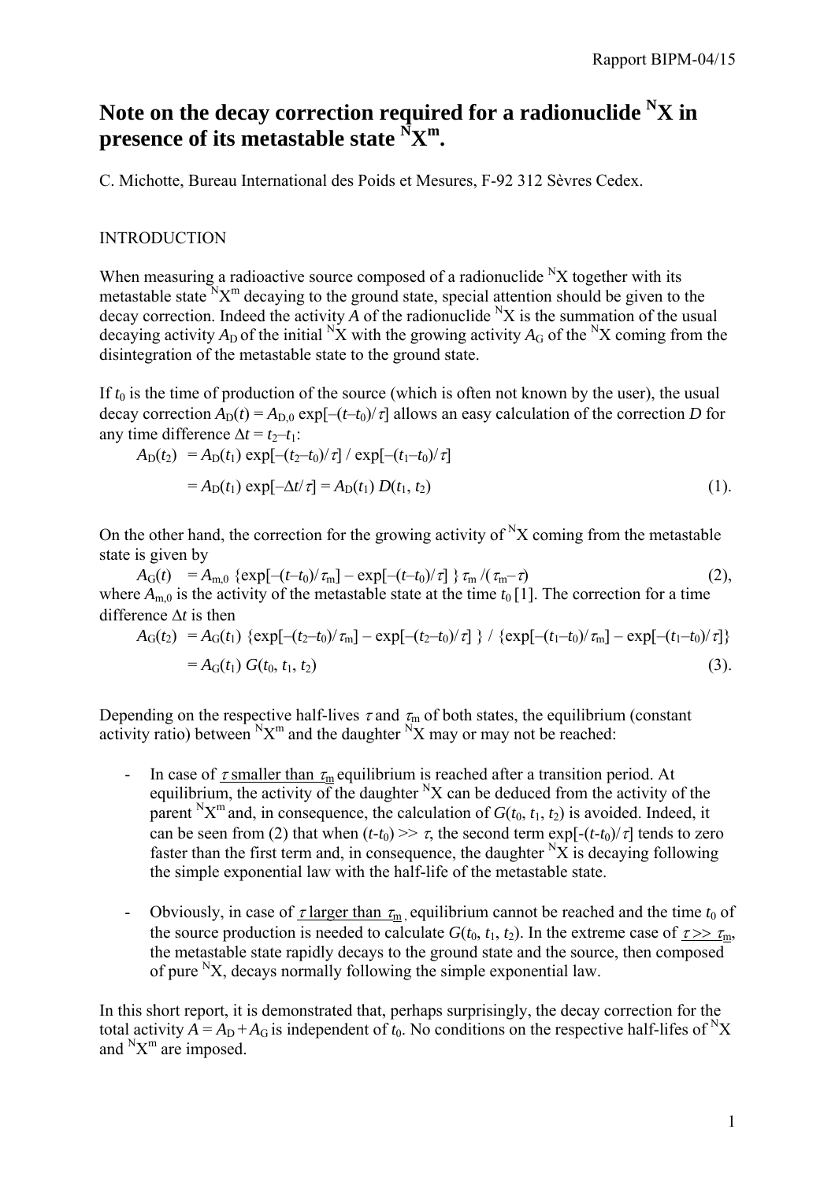# Note on the decay correction required for a radionuclide $^{N}X$ in presence of its metastable state $^{N}X^{m}$.

C. Michotte, Bureau International des Poids et Mesures, F-92 312 Sèvres Cedex.

## INTRODUCTION

When measuring a radioactive source composed of a radionuclide $^{N}X$ together with its metastable state $^{N}X^{m}$ decaying to the ground state, special attention should be given to the decay correction. Indeed the activity $A$ of the radionuclide $^{N}X$ is the summation of the usual decaying activity $A_D$ of the initial $^{N}X$ with the growing activity $A_G$ of the $^{N}X$ coming from the disintegration of the metastable state to the ground state.

If $t_0$ is the time of production of the source (which is often not known by the user), the usual decay correction $A_D(t) = A_{D,0} \exp[-(t-t_0)/\tau]$ allows an easy calculation of the correction $D$ for any time difference $\Delta t = t_2 - t_1$:

$$
\begin{aligned}
A_D(t_2) &= A_D(t_1) \exp[-(t_2-t_0)/\tau] \,/\, \exp[-(t_1-t_0)/\tau] \\
&= A_D(t_1) \exp[-\Delta t/\tau] = A_D(t_1)\, D(t_1, t_2) \qquad (1).
\end{aligned}
$$

On the other hand, the correction for the growing activity of $^{N}X$ coming from the metastable state is given by

$$
A_G(t) = A_{m,0} \{\exp[-(t-t_0)/\tau_m] - \exp[-(t-t_0)/\tau]\}\, \tau_m /(\tau_m - \tau) \qquad (2),
$$

where $A_{m,0}$ is the activity of the metastable state at the time $t_0$ [1]. The correction for a time difference $\Delta t$ is then

$$
\begin{aligned}
A_G(t_2) &= A_G(t_1) \{\exp[-(t_2-t_0)/\tau_m] - \exp[-(t_2-t_0)/\tau]\} \,/\, \{\exp[-(t_1-t_0)/\tau_m] - \exp[-(t_1-t_0)/\tau]\} \\
&= A_G(t_1)\, G(t_0, t_1, t_2) \qquad (3).
\end{aligned}
$$

Depending on the respective half-lives $\tau$ and $\tau_m$ of both states, the equilibrium (constant activity ratio) between $^{N}X^{m}$ and the daughter $^{N}X$ may or may not be reached:

- In case of $\tau$ smaller than $\tau_m$ equilibrium is reached after a transition period. At equilibrium, the activity of the daughter $^{N}X$ can be deduced from the activity of the parent $^{N}X^{m}$ and, in consequence, the calculation of $G(t_0, t_1, t_2)$ is avoided. Indeed, it can be seen from (2) that when $(t-t_0) \gg \tau$, the second term $\exp[-(t-t_0)/\tau]$ tends to zero faster than the first term and, in consequence, the daughter $^{N}X$ is decaying following the simple exponential law with the half-life of the metastable state.

- Obviously, in case of $\tau$ larger than $\tau_m$, equilibrium cannot be reached and the time $t_0$ of the source production is needed to calculate $G(t_0, t_1, t_2)$. In the extreme case of $\tau \gg \tau_m$, the metastable state rapidly decays to the ground state and the source, then composed of pure $^{N}X$, decays normally following the simple exponential law.

In this short report, it is demonstrated that, perhaps surprisingly, the decay correction for the total activity $A = A_D + A_G$ is independent of $t_0$. No conditions on the respective half-lifes of $^{N}X$ and $^{N}X^{m}$ are imposed.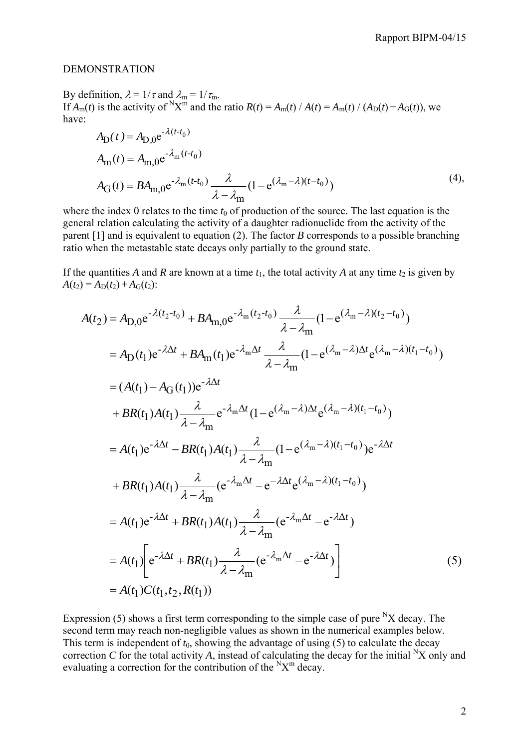DEMONSTRATION

By definition, $\lambda = 1/\tau$ and $\lambda_\mathrm{m} = 1/\tau_\mathrm{m}$.
If $A_\mathrm{m}(t)$ is the activity of $^{N}X^{m}$ and the ratio $R(t) = A_\mathrm{m}(t) / A(t) = A_\mathrm{m}(t) / (A_\mathrm{D}(t) + A_\mathrm{G}(t))$, we have:

$$
\begin{aligned}
A_\mathrm{D}(t) &= A_{\mathrm{D},0}\mathrm{e}^{-\lambda(t-t_0)} \\
A_\mathrm{m}(t) &= A_{\mathrm{m},0}\mathrm{e}^{-\lambda_\mathrm{m}(t-t_0)} \\
A_\mathrm{G}(t) &= BA_{\mathrm{m},0}\mathrm{e}^{-\lambda_\mathrm{m}(t-t_0)} \frac{\lambda}{\lambda - \lambda_\mathrm{m}}(1 - \mathrm{e}^{(\lambda_\mathrm{m}-\lambda)(t-t_0)})
\end{aligned}
\qquad (4),
$$

where the index 0 relates to the time $t_0$ of production of the source. The last equation is the general relation calculating the activity of a daughter radionuclide from the activity of the parent [1] and is equivalent to equation (2). The factor $B$ corresponds to a possible branching ratio when the metastable state decays only partially to the ground state.

If the quantities $A$ and $R$ are known at a time $t_1$, the total activity $A$ at any time $t_2$ is given by $A(t_2) = A_\mathrm{D}(t_2) + A_\mathrm{G}(t_2)$:

$$
\begin{aligned}
A(t_2) &= A_{\mathrm{D},0}\mathrm{e}^{-\lambda(t_2-t_0)} + BA_{\mathrm{m},0}\mathrm{e}^{-\lambda_\mathrm{m}(t_2-t_0)} \frac{\lambda}{\lambda - \lambda_\mathrm{m}}(1 - \mathrm{e}^{(\lambda_\mathrm{m}-\lambda)(t_2-t_0)}) \\
&= A_\mathrm{D}(t_1)\mathrm{e}^{-\lambda\Delta t} + BA_\mathrm{m}(t_1)\mathrm{e}^{-\lambda_\mathrm{m}\Delta t} \frac{\lambda}{\lambda - \lambda_\mathrm{m}}(1 - \mathrm{e}^{(\lambda_\mathrm{m}-\lambda)\Delta t}\mathrm{e}^{(\lambda_\mathrm{m}-\lambda)(t_1-t_0)}) \\
&= (A(t_1) - A_\mathrm{G}(t_1))\mathrm{e}^{-\lambda\Delta t} \\
&\quad + BR(t_1)A(t_1)\frac{\lambda}{\lambda - \lambda_\mathrm{m}}\mathrm{e}^{-\lambda_\mathrm{m}\Delta t}(1 - \mathrm{e}^{(\lambda_\mathrm{m}-\lambda)\Delta t}\mathrm{e}^{(\lambda_\mathrm{m}-\lambda)(t_1-t_0)}) \\
&= A(t_1)\mathrm{e}^{-\lambda\Delta t} - BR(t_1)A(t_1)\frac{\lambda}{\lambda - \lambda_\mathrm{m}}(1 - \mathrm{e}^{(\lambda_\mathrm{m}-\lambda)(t_1-t_0)})\mathrm{e}^{-\lambda\Delta t} \\
&\quad + BR(t_1)A(t_1)\frac{\lambda}{\lambda - \lambda_\mathrm{m}}(\mathrm{e}^{-\lambda_\mathrm{m}\Delta t} - \mathrm{e}^{-\lambda\Delta t}\mathrm{e}^{(\lambda_\mathrm{m}-\lambda)(t_1-t_0)}) \\
&= A(t_1)\mathrm{e}^{-\lambda\Delta t} + BR(t_1)A(t_1)\frac{\lambda}{\lambda - \lambda_\mathrm{m}}(\mathrm{e}^{-\lambda_\mathrm{m}\Delta t} - \mathrm{e}^{-\lambda\Delta t}) \\
&= A(t_1)\left[\mathrm{e}^{-\lambda\Delta t} + BR(t_1)\frac{\lambda}{\lambda - \lambda_\mathrm{m}}(\mathrm{e}^{-\lambda_\mathrm{m}\Delta t} - \mathrm{e}^{-\lambda\Delta t})\right] \qquad (5) \\
&= A(t_1)C(t_1, t_2, R(t_1))
\end{aligned}
$$

Expression (5) shows a first term corresponding to the simple case of pure $^{N}X$ decay. The second term may reach non-negligible values as shown in the numerical examples below. This term is independent of $t_0$, showing the advantage of using (5) to calculate the decay correction $C$ for the total activity $A$, instead of calculating the decay for the initial $^{N}X$ only and evaluating a correction for the contribution of the $^{N}X^{m}$ decay.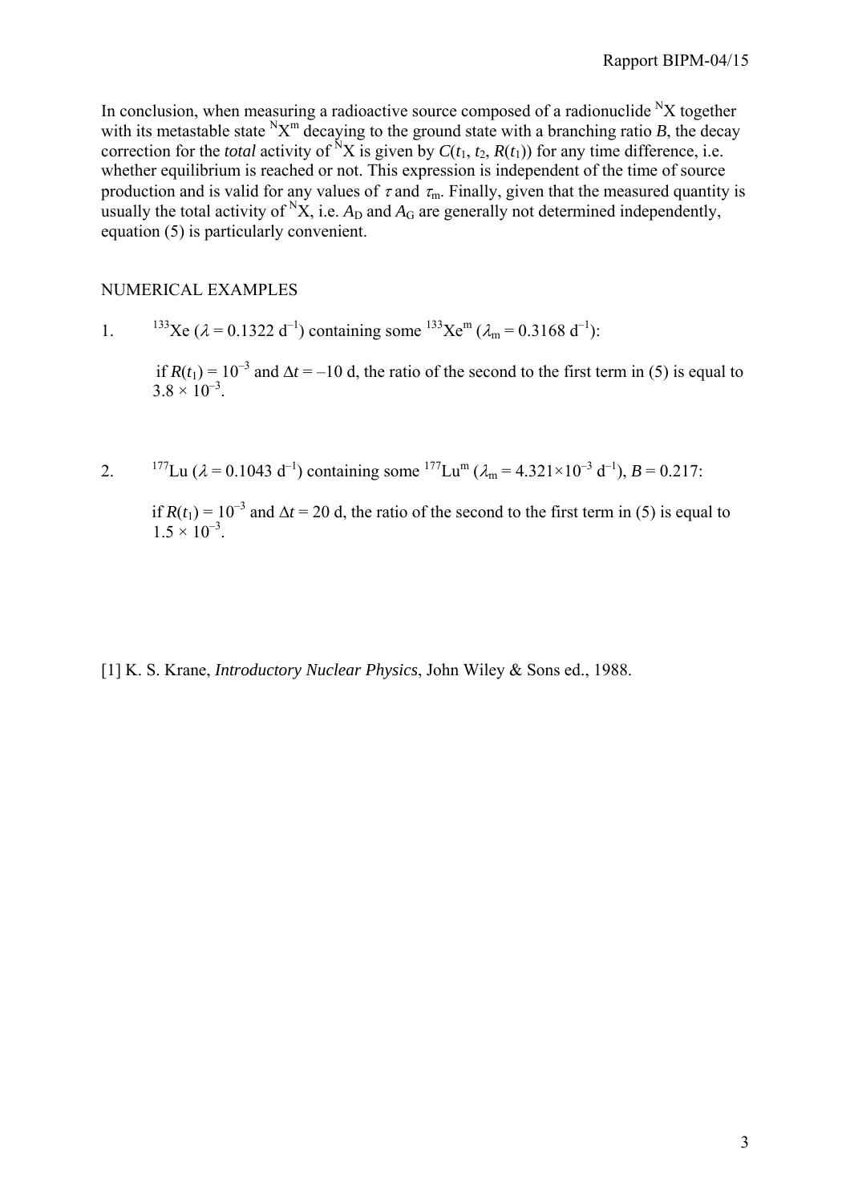In conclusion, when measuring a radioactive source composed of a radionuclide $^{N}X$ together with its metastable state $^{N}X^{m}$ decaying to the ground state with a branching ratio $B$, the decay correction for the *total* activity of $^{N}X$ is given by $C(t_1, t_2, R(t_1))$ for any time difference, i.e. whether equilibrium is reached or not. This expression is independent of the time of source production and is valid for any values of $\tau$ and $\tau_m$. Finally, given that the measured quantity is usually the total activity of $^{N}X$, i.e. $A_D$ and $A_G$ are generally not determined independently, equation (5) is particularly convenient.

NUMERICAL EXAMPLES

1. $^{133}$Xe ($\lambda = 0.1322\ \text{d}^{-1}$) containing some $^{133}$Xe$^{m}$ ($\lambda_m = 0.3168\ \text{d}^{-1}$):

   if $R(t_1) = 10^{-3}$ and $\Delta t = -10$ d, the ratio of the second to the first term in (5) is equal to $3.8 \times 10^{-3}$.

2. $^{177}$Lu ($\lambda = 0.1043\ \text{d}^{-1}$) containing some $^{177}$Lu$^{m}$ ($\lambda_m = 4.321 \times 10^{-3}\ \text{d}^{-1}$), $B = 0.217$:

   if $R(t_1) = 10^{-3}$ and $\Delta t = 20$ d, the ratio of the second to the first term in (5) is equal to $1.5 \times 10^{-3}$.

[1] K. S. Krane, *Introductory Nuclear Physics*, John Wiley & Sons ed., 1988.